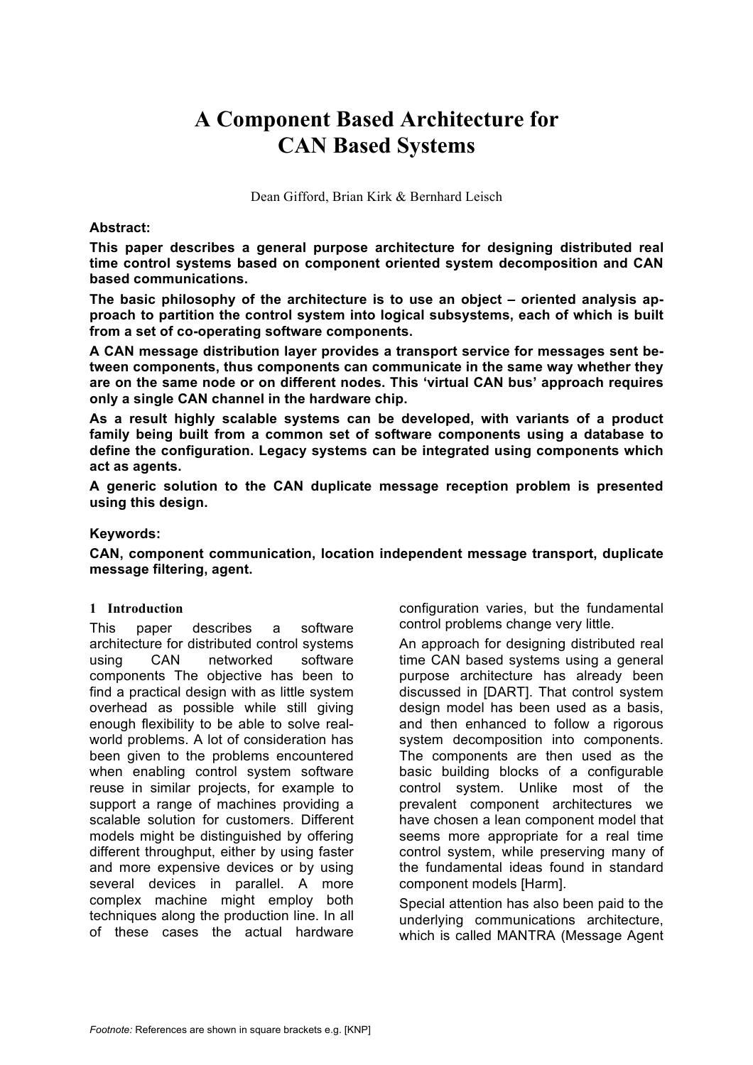# A Component Based Architecture for CAN Based Systems

Dean Gifford, Brian Kirk & Bernhard Leisch

**Abstract:**

**This paper describes a general purpose architecture for designing distributed real time control systems based on component oriented system decomposition and CAN based communications.**

**The basic philosophy of the architecture is to use an object – oriented analysis approach to partition the control system into logical subsystems, each of which is built from a set of co-operating software components.**

**A CAN message distribution layer provides a transport service for messages sent between components, thus components can communicate in the same way whether they are on the same node or on different nodes. This 'virtual CAN bus' approach requires only a single CAN channel in the hardware chip.**

**As a result highly scalable systems can be developed, with variants of a product family being built from a common set of software components using a database to define the configuration. Legacy systems can be integrated using components which act as agents.**

**A generic solution to the CAN duplicate message reception problem is presented using this design.**

**Keywords:**

**CAN, component communication, location independent message transport, duplicate message filtering, agent.**

## 1 Introduction

This paper describes a software architecture for distributed control systems using CAN networked software components The objective has been to find a practical design with as little system overhead as possible while still giving enough flexibility to be able to solve real-world problems. A lot of consideration has been given to the problems encountered when enabling control system software reuse in similar projects, for example to support a range of machines providing a scalable solution for customers. Different models might be distinguished by offering different throughput, either by using faster and more expensive devices or by using several devices in parallel. A more complex machine might employ both techniques along the production line. In all of these cases the actual hardware configuration varies, but the fundamental control problems change very little.

An approach for designing distributed real time CAN based systems using a general purpose architecture has already been discussed in [DART]. That control system design model has been used as a basis, and then enhanced to follow a rigorous system decomposition into components. The components are then used as the basic building blocks of a configurable control system. Unlike most of the prevalent component architectures we have chosen a lean component model that seems more appropriate for a real time control system, while preserving many of the fundamental ideas found in standard component models [Harm].

Special attention has also been paid to the underlying communications architecture, which is called MANTRA (Message Agent

*Footnote:* References are shown in square brackets e.g. [KNP]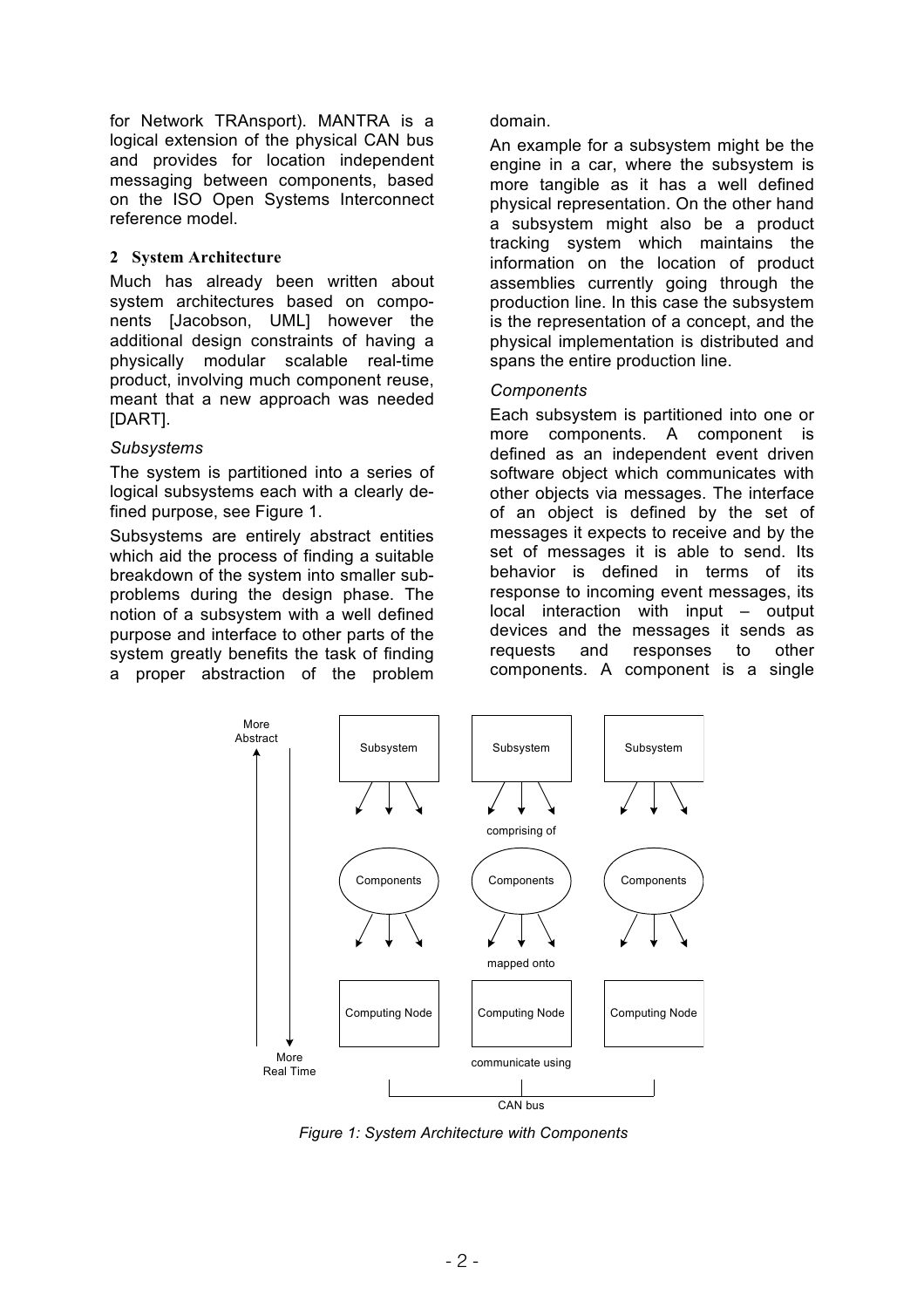for Network TRAnsport). MANTRA is a logical extension of the physical CAN bus and provides for location independent messaging between components, based on the ISO Open Systems Interconnect reference model.

## 2 System Architecture

Much has already been written about system architectures based on components [Jacobson, UML] however the additional design constraints of having a physically modular scalable real-time product, involving much component reuse, meant that a new approach was needed [DART].

### *Subsystems*

The system is partitioned into a series of logical subsystems each with a clearly defined purpose, see Figure 1.

Subsystems are entirely abstract entities which aid the process of finding a suitable breakdown of the system into smaller sub-problems during the design phase. The notion of a subsystem with a well defined purpose and interface to other parts of the system greatly benefits the task of finding a proper abstraction of the problem domain.

An example for a subsystem might be the engine in a car, where the subsystem is more tangible as it has a well defined physical representation. On the other hand a subsystem might also be a product tracking system which maintains the information on the location of product assemblies currently going through the production line. In this case the subsystem is the representation of a concept, and the physical implementation is distributed and spans the entire production line.

### *Components*

Each subsystem is partitioned into one or more components. A component is defined as an independent event driven software object which communicates with other objects via messages. The interface of an object is defined by the set of messages it expects to receive and by the set of messages it is able to send. Its behavior is defined in terms of its response to incoming event messages, its local interaction with input – output devices and the messages it sends as requests and responses to other components. A component is a single

*Figure 1: System Architecture with Components*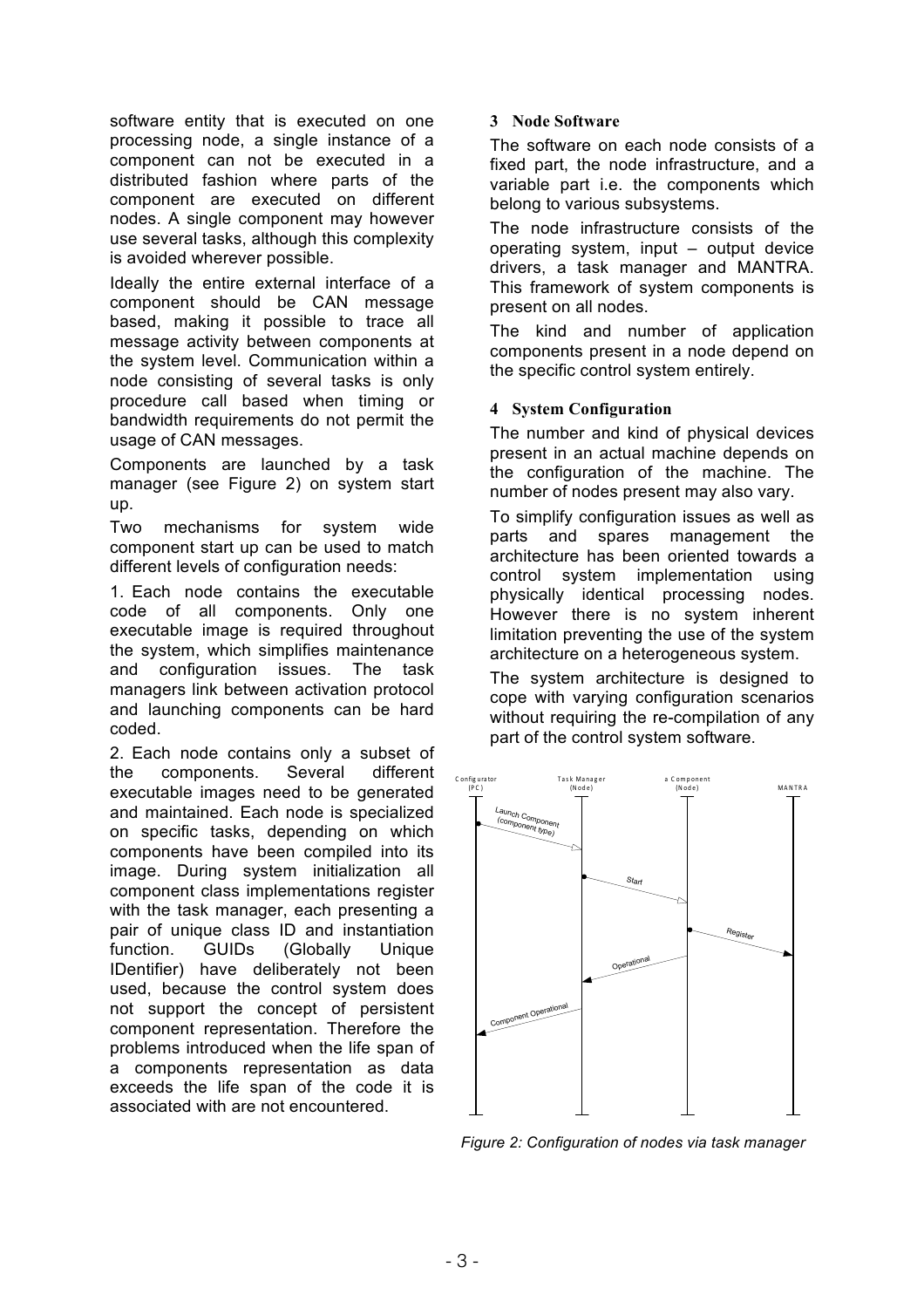software entity that is executed on one processing node, a single instance of a component can not be executed in a distributed fashion where parts of the component are executed on different nodes. A single component may however use several tasks, although this complexity is avoided wherever possible.

Ideally the entire external interface of a component should be CAN message based, making it possible to trace all message activity between components at the system level. Communication within a node consisting of several tasks is only procedure call based when timing or bandwidth requirements do not permit the usage of CAN messages.

Components are launched by a task manager (see Figure 2) on system start up.

Two mechanisms for system wide component start up can be used to match different levels of configuration needs:

1. Each node contains the executable code of all components. Only one executable image is required throughout the system, which simplifies maintenance and configuration issues. The task managers link between activation protocol and launching components can be hard coded.

2. Each node contains only a subset of the components. Several different executable images need to be generated and maintained. Each node is specialized on specific tasks, depending on which components have been compiled into its image. During system initialization all component class implementations register with the task manager, each presenting a pair of unique class ID and instantiation function. GUIDs (Globally Unique IDentifier) have deliberately not been used, because the control system does not support the concept of persistent component representation. Therefore the problems introduced when the life span of a components representation as data exceeds the life span of the code it is associated with are not encountered.

## 3 Node Software

The software on each node consists of a fixed part, the node infrastructure, and a variable part i.e. the components which belong to various subsystems.

The node infrastructure consists of the operating system, input – output device drivers, a task manager and MANTRA. This framework of system components is present on all nodes.

The kind and number of application components present in a node depend on the specific control system entirely.

## 4 System Configuration

The number and kind of physical devices present in an actual machine depends on the configuration of the machine. The number of nodes present may also vary.

To simplify configuration issues as well as parts and spares management the architecture has been oriented towards a control system implementation using physically identical processing nodes. However there is no system inherent limitation preventing the use of the system architecture on a heterogeneous system.

The system architecture is designed to cope with varying configuration scenarios without requiring the re-compilation of any part of the control system software.

*Figure 2: Configuration of nodes via task manager*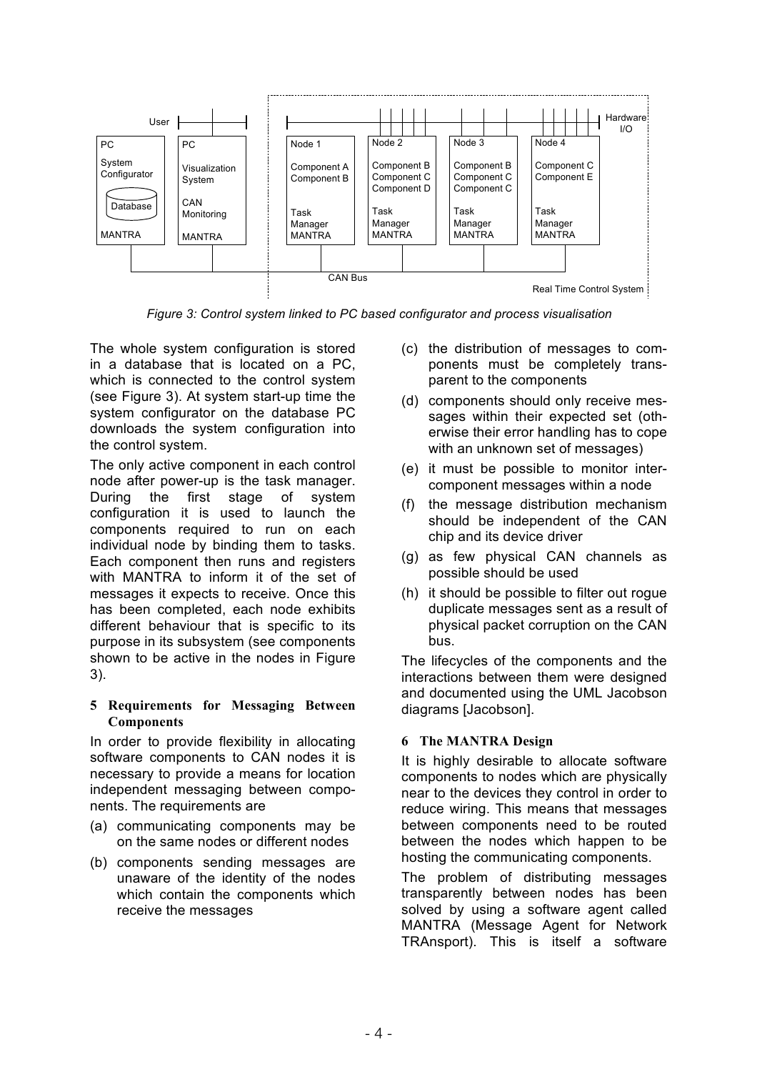*Figure 3: Control system linked to PC based configurator and process visualisation*

The whole system configuration is stored in a database that is located on a PC, which is connected to the control system (see Figure 3). At system start-up time the system configurator on the database PC downloads the system configuration into the control system.

The only active component in each control node after power-up is the task manager. During the first stage of system configuration it is used to launch the components required to run on each individual node by binding them to tasks. Each component then runs and registers with MANTRA to inform it of the set of messages it expects to receive. Once this has been completed, each node exhibits different behaviour that is specific to its purpose in its subsystem (see components shown to be active in the nodes in Figure 3).

## 5 Requirements for Messaging Between Components

In order to provide flexibility in allocating software components to CAN nodes it is necessary to provide a means for location independent messaging between components. The requirements are

(a) communicating components may be on the same nodes or different nodes

(b) components sending messages are unaware of the identity of the nodes which contain the components which receive the messages

(c) the distribution of messages to components must be completely transparent to the components

(d) components should only receive messages within their expected set (otherwise their error handling has to cope with an unknown set of messages)

(e) it must be possible to monitor inter-component messages within a node

(f) the message distribution mechanism should be independent of the CAN chip and its device driver

(g) as few physical CAN channels as possible should be used

(h) it should be possible to filter out rogue duplicate messages sent as a result of physical packet corruption on the CAN bus.

The lifecycles of the components and the interactions between them were designed and documented using the UML Jacobson diagrams [Jacobson].

## 6 The MANTRA Design

It is highly desirable to allocate software components to nodes which are physically near to the devices they control in order to reduce wiring. This means that messages between components need to be routed between the nodes which happen to be hosting the communicating components.

The problem of distributing messages transparently between nodes has been solved by using a software agent called MANTRA (Message Agent for Network TRAnsport). This is itself a software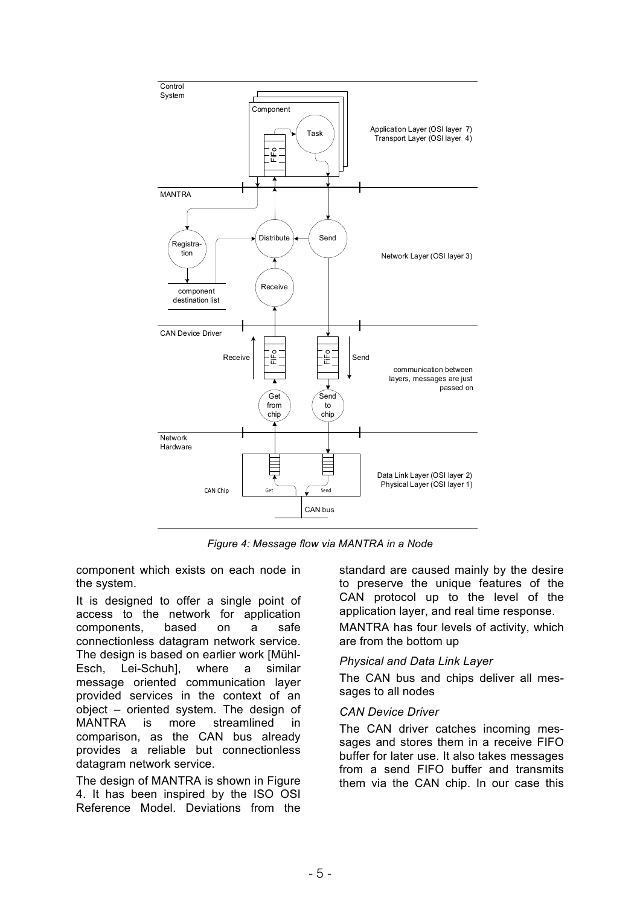*Figure 4: Message flow via MANTRA in a Node*

component which exists on each node in the system.

It is designed to offer a single point of access to the network for application components, based on a safe connectionless datagram network service. The design is based on earlier work [Mühl-Esch, Lei-Schuh], where a similar message oriented communication layer provided services in the context of an object – oriented system. The design of MANTRA is more streamlined in comparison, as the CAN bus already provides a reliable but connectionless datagram network service.

The design of MANTRA is shown in Figure 4. It has been inspired by the ISO OSI Reference Model. Deviations from the standard are caused mainly by the desire to preserve the unique features of the CAN protocol up to the level of the application layer, and real time response.

MANTRA has four levels of activity, which are from the bottom up

*Physical and Data Link Layer*

The CAN bus and chips deliver all messages to all nodes

*CAN Device Driver*

The CAN driver catches incoming messages and stores them in a receive FIFO buffer for later use. It also takes messages from a send FIFO buffer and transmits them via the CAN chip. In our case this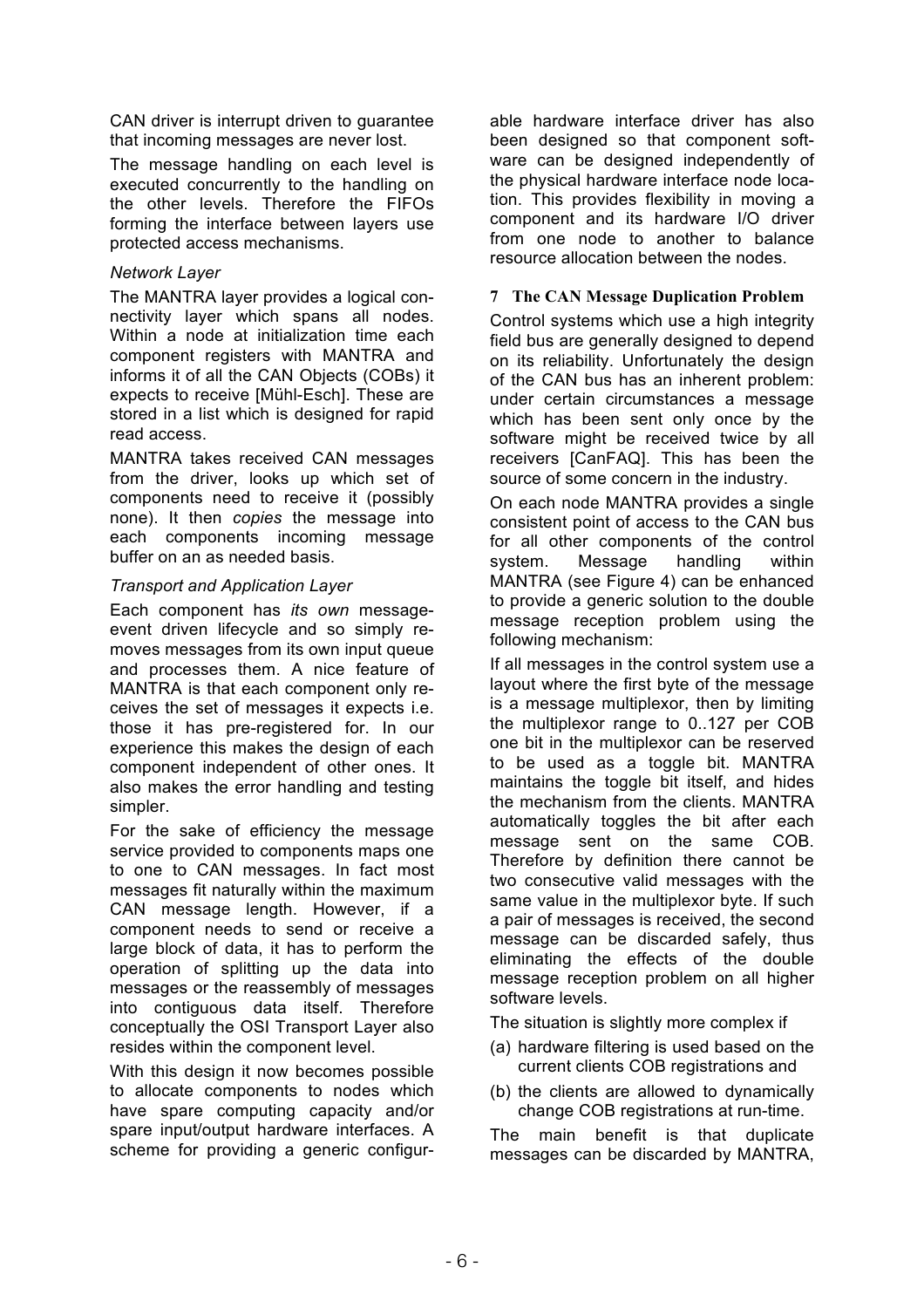CAN driver is interrupt driven to guarantee that incoming messages are never lost.

The message handling on each level is executed concurrently to the handling on the other levels. Therefore the FIFOs forming the interface between layers use protected access mechanisms.

*Network Layer*

The MANTRA layer provides a logical connectivity layer which spans all nodes. Within a node at initialization time each component registers with MANTRA and informs it of all the CAN Objects (COBs) it expects to receive [Mühl-Esch]. These are stored in a list which is designed for rapid read access.

MANTRA takes received CAN messages from the driver, looks up which set of components need to receive it (possibly none). It then *copies* the message into each components incoming message buffer on an as needed basis.

*Transport and Application Layer*

Each component has *its own* message-event driven lifecycle and so simply removes messages from its own input queue and processes them. A nice feature of MANTRA is that each component only receives the set of messages it expects i.e. those it has pre-registered for. In our experience this makes the design of each component independent of other ones. It also makes the error handling and testing simpler.

For the sake of efficiency the message service provided to components maps one to one to CAN messages. In fact most messages fit naturally within the maximum CAN message length. However, if a component needs to send or receive a large block of data, it has to perform the operation of splitting up the data into messages or the reassembly of messages into contiguous data itself. Therefore conceptually the OSI Transport Layer also resides within the component level.

With this design it now becomes possible to allocate components to nodes which have spare computing capacity and/or spare input/output hardware interfaces. A scheme for providing a generic configurable hardware interface driver has also been designed so that component software can be designed independently of the physical hardware interface node location. This provides flexibility in moving a component and its hardware I/O driver from one node to another to balance resource allocation between the nodes.

## 7 The CAN Message Duplication Problem

Control systems which use a high integrity field bus are generally designed to depend on its reliability. Unfortunately the design of the CAN bus has an inherent problem: under certain circumstances a message which has been sent only once by the software might be received twice by all receivers [CanFAQ]. This has been the source of some concern in the industry.

On each node MANTRA provides a single consistent point of access to the CAN bus for all other components of the control system. Message handling within MANTRA (see Figure 4) can be enhanced to provide a generic solution to the double message reception problem using the following mechanism:

If all messages in the control system use a layout where the first byte of the message is a message multiplexor, then by limiting the multiplexor range to 0..127 per COB one bit in the multiplexor can be reserved to be used as a toggle bit. MANTRA maintains the toggle bit itself, and hides the mechanism from the clients. MANTRA automatically toggles the bit after each message sent on the same COB. Therefore by definition there cannot be two consecutive valid messages with the same value in the multiplexor byte. If such a pair of messages is received, the second message can be discarded safely, thus eliminating the effects of the double message reception problem on all higher software levels.

The situation is slightly more complex if

(a) hardware filtering is used based on the current clients COB registrations and

(b) the clients are allowed to dynamically change COB registrations at run-time.

The main benefit is that duplicate messages can be discarded by MANTRA,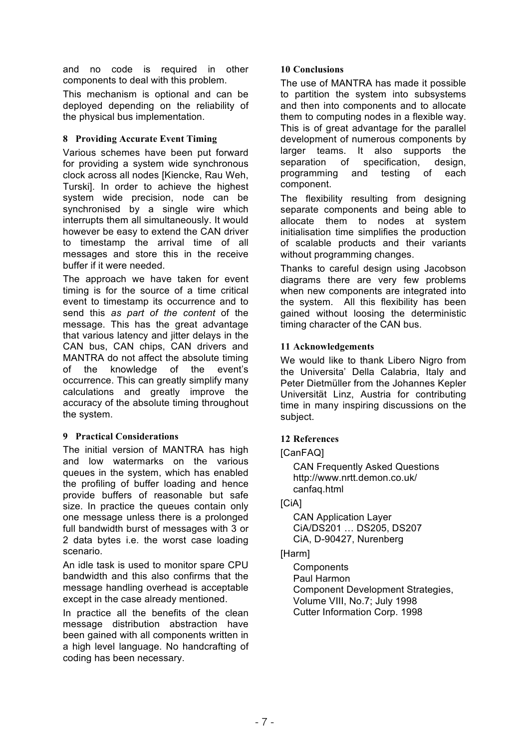and no code is required in other components to deal with this problem.

This mechanism is optional and can be deployed depending on the reliability of the physical bus implementation.

## 8 Providing Accurate Event Timing

Various schemes have been put forward for providing a system wide synchronous clock across all nodes [Kiencke, Rau Weh, Turski]. In order to achieve the highest system wide precision, node can be synchronised by a single wire which interrupts them all simultaneously. It would however be easy to extend the CAN driver to timestamp the arrival time of all messages and store this in the receive buffer if it were needed.

The approach we have taken for event timing is for the source of a time critical event to timestamp its occurrence and to send this *as part of the content* of the message. This has the great advantage that various latency and jitter delays in the CAN bus, CAN chips, CAN drivers and MANTRA do not affect the absolute timing of the knowledge of the event's occurrence. This can greatly simplify many calculations and greatly improve the accuracy of the absolute timing throughout the system.

## 9 Practical Considerations

The initial version of MANTRA has high and low watermarks on the various queues in the system, which has enabled the profiling of buffer loading and hence provide buffers of reasonable but safe size. In practice the queues contain only one message unless there is a prolonged full bandwidth burst of messages with 3 or 2 data bytes i.e. the worst case loading scenario.

An idle task is used to monitor spare CPU bandwidth and this also confirms that the message handling overhead is acceptable except in the case already mentioned.

In practice all the benefits of the clean message distribution abstraction have been gained with all components written in a high level language. No handcrafting of coding has been necessary.

## 10 Conclusions

The use of MANTRA has made it possible to partition the system into subsystems and then into components and to allocate them to computing nodes in a flexible way. This is of great advantage for the parallel development of numerous components by larger teams. It also supports the separation of specification, design, programming and testing of each component.

The flexibility resulting from designing separate components and being able to allocate them to nodes at system initialisation time simplifies the production of scalable products and their variants without programming changes.

Thanks to careful design using Jacobson diagrams there are very few problems when new components are integrated into the system. All this flexibility has been gained without loosing the deterministic timing character of the CAN bus.

## 11 Acknowledgements

We would like to thank Libero Nigro from the Universita' Della Calabria, Italy and Peter Dietmüller from the Johannes Kepler Universität Linz, Austria for contributing time in many inspiring discussions on the subject.

## 12 References

[CanFAQ]

CAN Frequently Asked Questions
http://www.nrtt.demon.co.uk/canfaq.html

[CiA]

CAN Application Layer
CiA/DS201 … DS205, DS207
CiA, D-90427, Nurenberg

[Harm]

Components
Paul Harmon
Component Development Strategies, Volume VIII, No.7; July 1998
Cutter Information Corp. 1998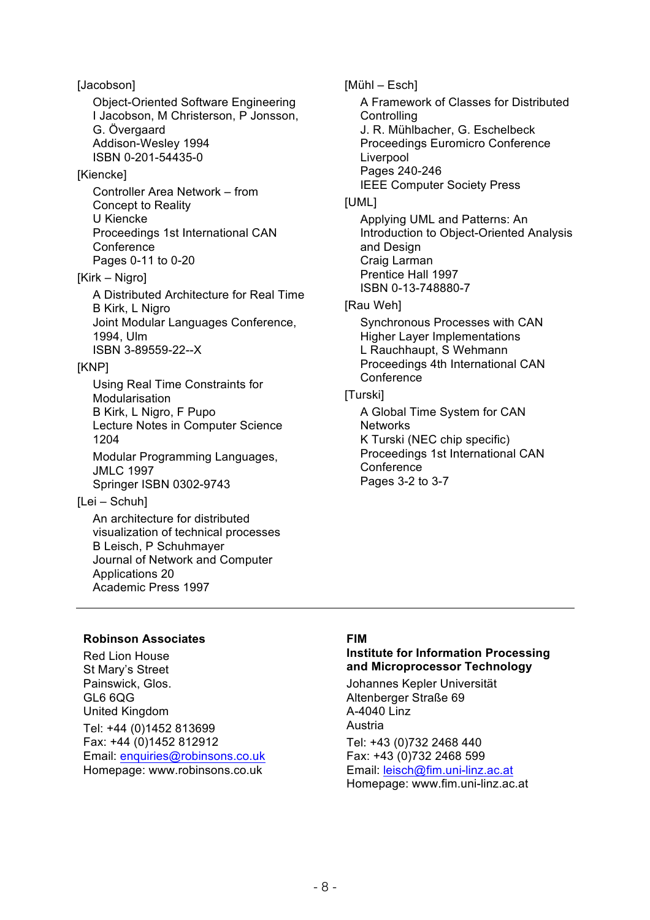[Jacobson]

Object-Oriented Software Engineering
I Jacobson, M Christerson, P Jonsson, G. Övergaard
Addison-Wesley 1994
ISBN 0-201-54435-0

[Kiencke]

Controller Area Network – from Concept to Reality
U Kiencke
Proceedings 1st International CAN Conference
Pages 0-11 to 0-20

[Kirk – Nigro]

A Distributed Architecture for Real Time
B Kirk, L Nigro
Joint Modular Languages Conference, 1994, Ulm
ISBN 3-89559-22--X

[KNP]

Using Real Time Constraints for Modularisation
B Kirk, L Nigro, F Pupo
Lecture Notes in Computer Science 1204

Modular Programming Languages, JMLC 1997
Springer ISBN 0302-9743

[Lei – Schuh]

An architecture for distributed visualization of technical processes
B Leisch, P Schuhmayer
Journal of Network and Computer Applications 20
Academic Press 1997

[Mühl – Esch]

A Framework of Classes for Distributed Controlling
J. R. Mühlbacher, G. Eschelbeck
Proceedings Euromicro Conference Liverpool
Pages 240-246
IEEE Computer Society Press

[UML]

Applying UML and Patterns: An Introduction to Object-Oriented Analysis and Design
Craig Larman
Prentice Hall 1997
ISBN 0-13-748880-7

[Rau Weh]

Synchronous Processes with CAN Higher Layer Implementations
L Rauchhaupt, S Wehmann
Proceedings 4th International CAN Conference

[Turski]

A Global Time System for CAN Networks
K Turski (NEC chip specific)
Proceedings 1st International CAN Conference
Pages 3-2 to 3-7

---

**Robinson Associates**

Red Lion House
St Mary's Street
Painswick, Glos.
GL6 6QG
United Kingdom

Tel: +44 (0)1452 813699
Fax: +44 (0)1452 812912
Email: enquiries@robinsons.co.uk
Homepage: www.robinsons.co.uk

**FIM**
**Institute for Information Processing and Microprocessor Technology**

Johannes Kepler Universität
Altenberger Straße 69
A-4040 Linz
Austria

Tel: +43 (0)732 2468 440
Fax: +43 (0)732 2468 599
Email: leisch@fim.uni-linz.ac.at
Homepage: www.fim.uni-linz.ac.at